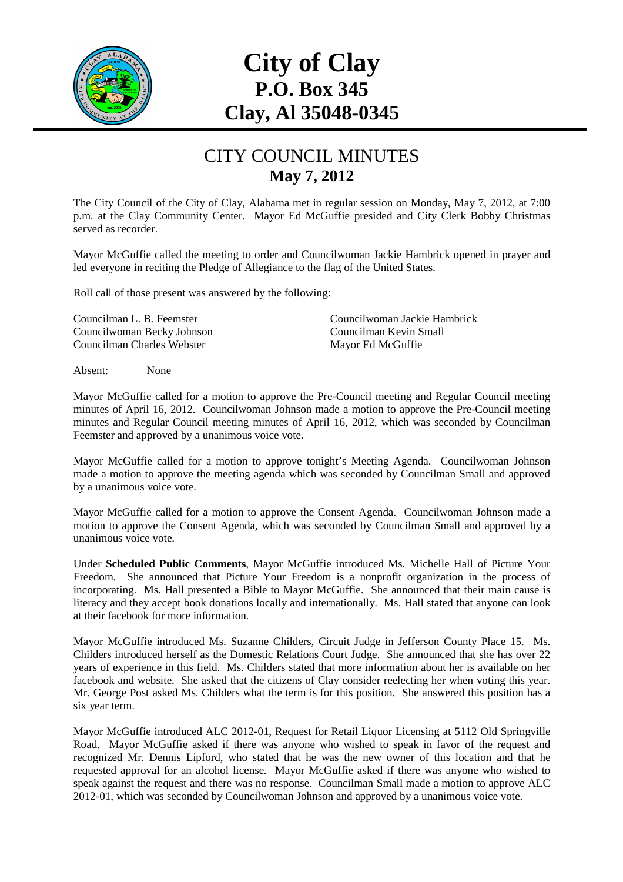# City of Clay
## P.O. Box 345
## Clay, Al 35048-0345

## CITY COUNCIL MINUTES
### May 7, 2012

The City Council of the City of Clay, Alabama met in regular session on Monday, May 7, 2012, at 7:00 p.m. at the Clay Community Center. Mayor Ed McGuffie presided and City Clerk Bobby Christmas served as recorder.

Mayor McGuffie called the meeting to order and Councilwoman Jackie Hambrick opened in prayer and led everyone in reciting the Pledge of Allegiance to the flag of the United States.

Roll call of those present was answered by the following:

Councilman L. B. Feemster
Councilwoman Jackie Hambrick
Councilwoman Becky Johnson
Councilman Kevin Small
Councilman Charles Webster
Mayor Ed McGuffie

Absent: None

Mayor McGuffie called for a motion to approve the Pre-Council meeting and Regular Council meeting minutes of April 16, 2012. Councilwoman Johnson made a motion to approve the Pre-Council meeting minutes and Regular Council meeting minutes of April 16, 2012, which was seconded by Councilman Feemster and approved by a unanimous voice vote.

Mayor McGuffie called for a motion to approve tonight's Meeting Agenda. Councilwoman Johnson made a motion to approve the meeting agenda which was seconded by Councilman Small and approved by a unanimous voice vote.

Mayor McGuffie called for a motion to approve the Consent Agenda. Councilwoman Johnson made a motion to approve the Consent Agenda, which was seconded by Councilman Small and approved by a unanimous voice vote.

Under **Scheduled Public Comments**, Mayor McGuffie introduced Ms. Michelle Hall of Picture Your Freedom. She announced that Picture Your Freedom is a nonprofit organization in the process of incorporating. Ms. Hall presented a Bible to Mayor McGuffie. She announced that their main cause is literacy and they accept book donations locally and internationally. Ms. Hall stated that anyone can look at their facebook for more information.

Mayor McGuffie introduced Ms. Suzanne Childers, Circuit Judge in Jefferson County Place 15. Ms. Childers introduced herself as the Domestic Relations Court Judge. She announced that she has over 22 years of experience in this field. Ms. Childers stated that more information about her is available on her facebook and website. She asked that the citizens of Clay consider reelecting her when voting this year. Mr. George Post asked Ms. Childers what the term is for this position. She answered this position has a six year term.

Mayor McGuffie introduced ALC 2012-01, Request for Retail Liquor Licensing at 5112 Old Springville Road. Mayor McGuffie asked if there was anyone who wished to speak in favor of the request and recognized Mr. Dennis Lipford, who stated that he was the new owner of this location and that he requested approval for an alcohol license. Mayor McGuffie asked if there was anyone who wished to speak against the request and there was no response. Councilman Small made a motion to approve ALC 2012-01, which was seconded by Councilwoman Johnson and approved by a unanimous voice vote.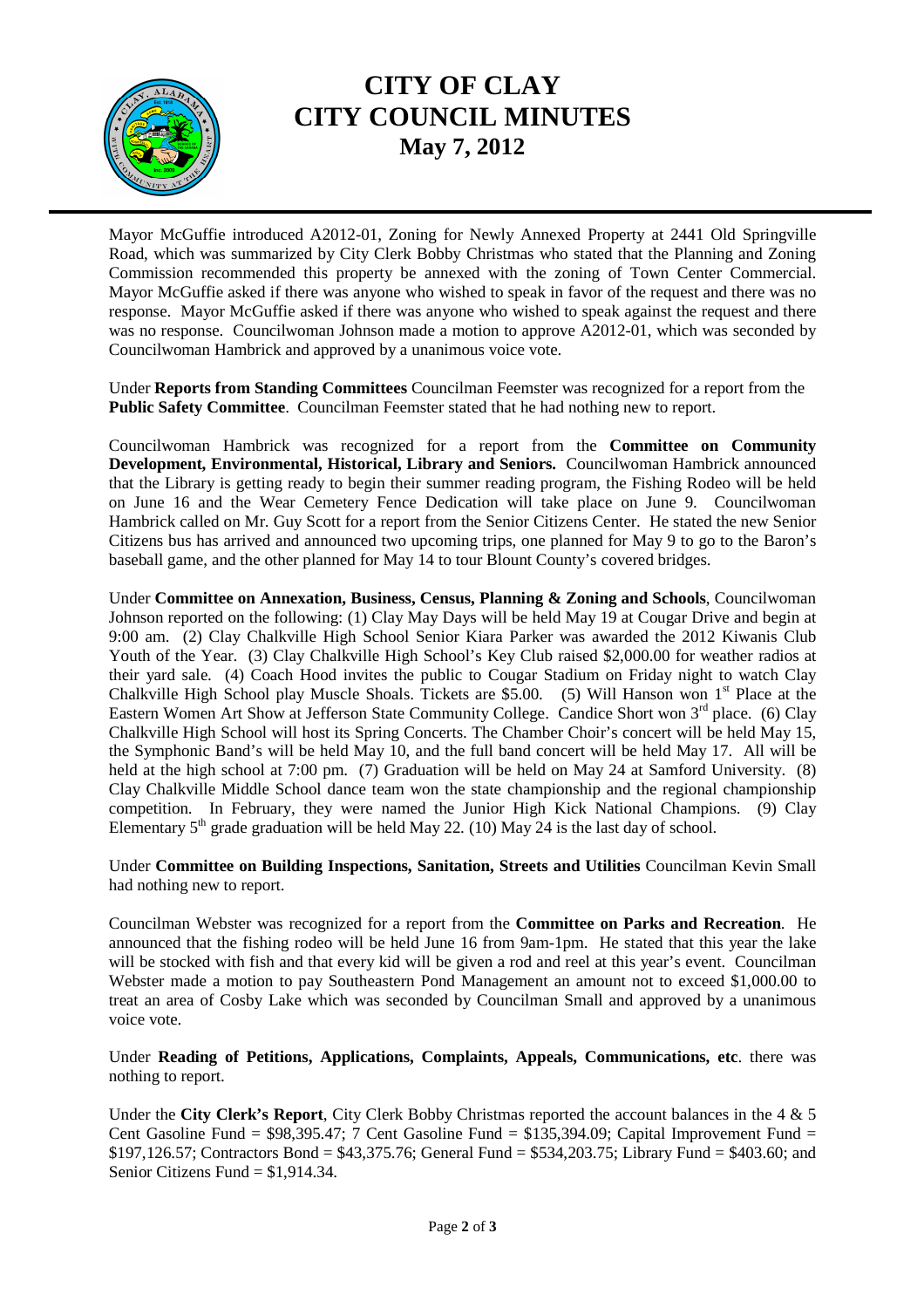# CITY OF CLAY
# CITY COUNCIL MINUTES
## May 7, 2012

Mayor McGuffie introduced A2012-01, Zoning for Newly Annexed Property at 2441 Old Springville Road, which was summarized by City Clerk Bobby Christmas who stated that the Planning and Zoning Commission recommended this property be annexed with the zoning of Town Center Commercial. Mayor McGuffie asked if there was anyone who wished to speak in favor of the request and there was no response. Mayor McGuffie asked if there was anyone who wished to speak against the request and there was no response. Councilwoman Johnson made a motion to approve A2012-01, which was seconded by Councilwoman Hambrick and approved by a unanimous voice vote.

Under **Reports from Standing Committees** Councilman Feemster was recognized for a report from the **Public Safety Committee**. Councilman Feemster stated that he had nothing new to report.

Councilwoman Hambrick was recognized for a report from the **Committee on Community Development, Environmental, Historical, Library and Seniors.** Councilwoman Hambrick announced that the Library is getting ready to begin their summer reading program, the Fishing Rodeo will be held on June 16 and the Wear Cemetery Fence Dedication will take place on June 9. Councilwoman Hambrick called on Mr. Guy Scott for a report from the Senior Citizens Center. He stated the new Senior Citizens bus has arrived and announced two upcoming trips, one planned for May 9 to go to the Baron's baseball game, and the other planned for May 14 to tour Blount County's covered bridges.

Under **Committee on Annexation, Business, Census, Planning & Zoning and Schools**, Councilwoman Johnson reported on the following: (1) Clay May Days will be held May 19 at Cougar Drive and begin at 9:00 am. (2) Clay Chalkville High School Senior Kiara Parker was awarded the 2012 Kiwanis Club Youth of the Year. (3) Clay Chalkville High School's Key Club raised $2,000.00 for weather radios at their yard sale. (4) Coach Hood invites the public to Cougar Stadium on Friday night to watch Clay Chalkville High School play Muscle Shoals. Tickets are $5.00. (5) Will Hanson won 1st Place at the Eastern Women Art Show at Jefferson State Community College. Candice Short won 3rd place. (6) Clay Chalkville High School will host its Spring Concerts. The Chamber Choir's concert will be held May 15, the Symphonic Band's will be held May 10, and the full band concert will be held May 17. All will be held at the high school at 7:00 pm. (7) Graduation will be held on May 24 at Samford University. (8) Clay Chalkville Middle School dance team won the state championship and the regional championship competition. In February, they were named the Junior High Kick National Champions. (9) Clay Elementary 5th grade graduation will be held May 22. (10) May 24 is the last day of school.

Under **Committee on Building Inspections, Sanitation, Streets and Utilities** Councilman Kevin Small had nothing new to report.

Councilman Webster was recognized for a report from the **Committee on Parks and Recreation**. He announced that the fishing rodeo will be held June 16 from 9am-1pm. He stated that this year the lake will be stocked with fish and that every kid will be given a rod and reel at this year's event. Councilman Webster made a motion to pay Southeastern Pond Management an amount not to exceed $1,000.00 to treat an area of Cosby Lake which was seconded by Councilman Small and approved by a unanimous voice vote.

Under **Reading of Petitions, Applications, Complaints, Appeals, Communications, etc**. there was nothing to report.

Under the **City Clerk's Report**, City Clerk Bobby Christmas reported the account balances in the 4 & 5 Cent Gasoline Fund = $98,395.47; 7 Cent Gasoline Fund = $135,394.09; Capital Improvement Fund = $197,126.57; Contractors Bond = $43,375.76; General Fund = $534,203.75; Library Fund = $403.60; and Senior Citizens Fund = $1,914.34.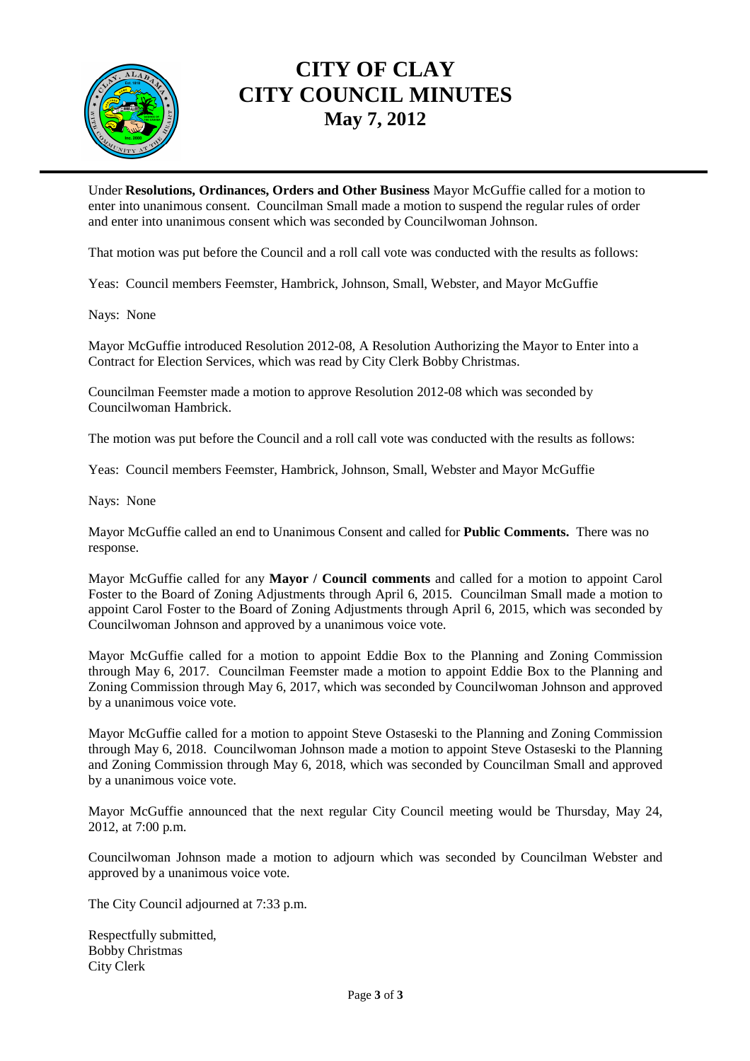# CITY OF CLAY
# CITY COUNCIL MINUTES
## May 7, 2012

Under **Resolutions, Ordinances, Orders and Other Business** Mayor McGuffie called for a motion to enter into unanimous consent. Councilman Small made a motion to suspend the regular rules of order and enter into unanimous consent which was seconded by Councilwoman Johnson.

That motion was put before the Council and a roll call vote was conducted with the results as follows:

Yeas: Council members Feemster, Hambrick, Johnson, Small, Webster, and Mayor McGuffie

Nays: None

Mayor McGuffie introduced Resolution 2012-08, A Resolution Authorizing the Mayor to Enter into a Contract for Election Services, which was read by City Clerk Bobby Christmas.

Councilman Feemster made a motion to approve Resolution 2012-08 which was seconded by Councilwoman Hambrick.

The motion was put before the Council and a roll call vote was conducted with the results as follows:

Yeas: Council members Feemster, Hambrick, Johnson, Small, Webster and Mayor McGuffie

Nays: None

Mayor McGuffie called an end to Unanimous Consent and called for **Public Comments.** There was no response.

Mayor McGuffie called for any **Mayor / Council comments** and called for a motion to appoint Carol Foster to the Board of Zoning Adjustments through April 6, 2015. Councilman Small made a motion to appoint Carol Foster to the Board of Zoning Adjustments through April 6, 2015, which was seconded by Councilwoman Johnson and approved by a unanimous voice vote.

Mayor McGuffie called for a motion to appoint Eddie Box to the Planning and Zoning Commission through May 6, 2017. Councilman Feemster made a motion to appoint Eddie Box to the Planning and Zoning Commission through May 6, 2017, which was seconded by Councilwoman Johnson and approved by a unanimous voice vote.

Mayor McGuffie called for a motion to appoint Steve Ostaseski to the Planning and Zoning Commission through May 6, 2018. Councilwoman Johnson made a motion to appoint Steve Ostaseski to the Planning and Zoning Commission through May 6, 2018, which was seconded by Councilman Small and approved by a unanimous voice vote.

Mayor McGuffie announced that the next regular City Council meeting would be Thursday, May 24, 2012, at 7:00 p.m.

Councilwoman Johnson made a motion to adjourn which was seconded by Councilman Webster and approved by a unanimous voice vote.

The City Council adjourned at 7:33 p.m.

Respectfully submitted,
Bobby Christmas
City Clerk